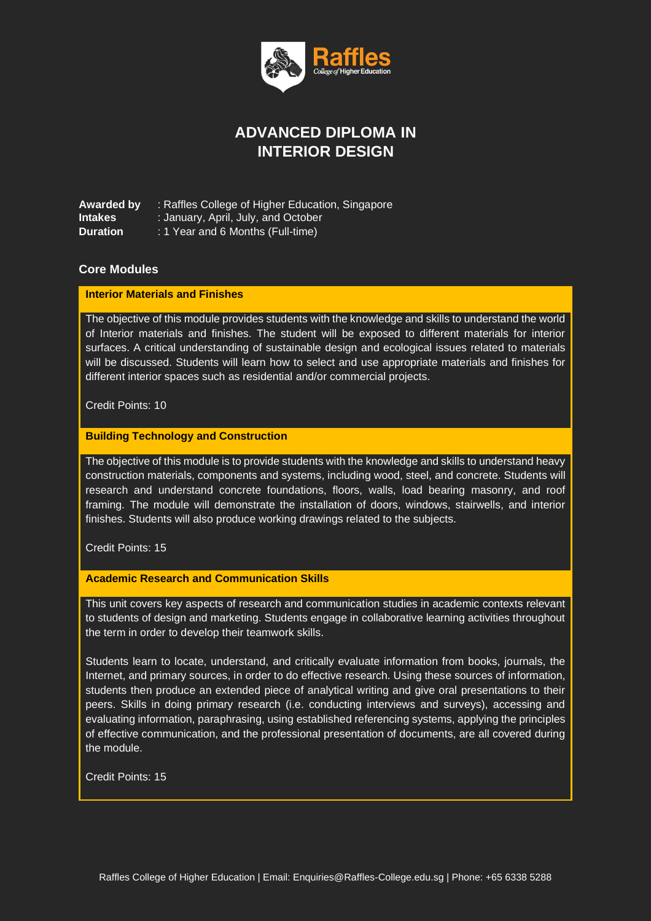Raffles
College of Higher Education

# ADVANCED DIPLOMA IN INTERIOR DESIGN

**Awarded by** : Raffles College of Higher Education, Singapore
**Intakes** : January, April, July, and October
**Duration** : 1 Year and 6 Months (Full-time)

## Core Modules

### Interior Materials and Finishes

The objective of this module provides students with the knowledge and skills to understand the world of Interior materials and finishes. The student will be exposed to different materials for interior surfaces. A critical understanding of sustainable design and ecological issues related to materials will be discussed. Students will learn how to select and use appropriate materials and finishes for different interior spaces such as residential and/or commercial projects.

Credit Points: 10

### Building Technology and Construction

The objective of this module is to provide students with the knowledge and skills to understand heavy construction materials, components and systems, including wood, steel, and concrete. Students will research and understand concrete foundations, floors, walls, load bearing masonry, and roof framing. The module will demonstrate the installation of doors, windows, stairwells, and interior finishes. Students will also produce working drawings related to the subjects.

Credit Points: 15

### Academic Research and Communication Skills

This unit covers key aspects of research and communication studies in academic contexts relevant to students of design and marketing. Students engage in collaborative learning activities throughout the term in order to develop their teamwork skills.

Students learn to locate, understand, and critically evaluate information from books, journals, the Internet, and primary sources, in order to do effective research. Using these sources of information, students then produce an extended piece of analytical writing and give oral presentations to their peers. Skills in doing primary research (i.e. conducting interviews and surveys), accessing and evaluating information, paraphrasing, using established referencing systems, applying the principles of effective communication, and the professional presentation of documents, are all covered during the module.

Credit Points: 15

Raffles College of Higher Education | Email: Enquiries@Raffles-College.edu.sg | Phone: +65 6338 5288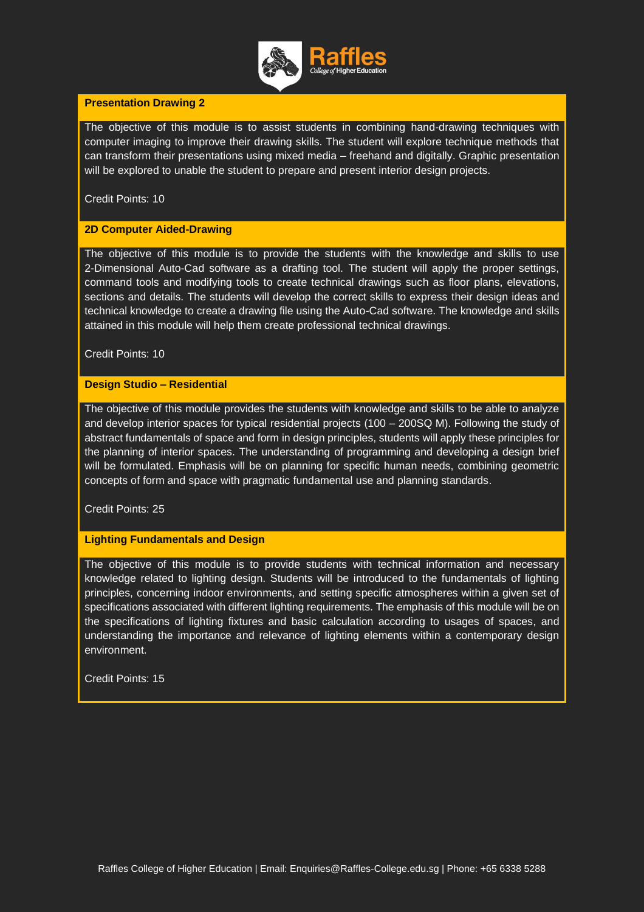### Presentation Drawing 2

The objective of this module is to assist students in combining hand-drawing techniques with computer imaging to improve their drawing skills. The student will explore technique methods that can transform their presentations using mixed media – freehand and digitally. Graphic presentation will be explored to unable the student to prepare and present interior design projects.

Credit Points: 10

### 2D Computer Aided-Drawing

The objective of this module is to provide the students with the knowledge and skills to use 2-Dimensional Auto-Cad software as a drafting tool. The student will apply the proper settings, command tools and modifying tools to create technical drawings such as floor plans, elevations, sections and details. The students will develop the correct skills to express their design ideas and technical knowledge to create a drawing file using the Auto-Cad software. The knowledge and skills attained in this module will help them create professional technical drawings.

Credit Points: 10

### Design Studio – Residential

The objective of this module provides the students with knowledge and skills to be able to analyze and develop interior spaces for typical residential projects (100 – 200SQ M). Following the study of abstract fundamentals of space and form in design principles, students will apply these principles for the planning of interior spaces. The understanding of programming and developing a design brief will be formulated. Emphasis will be on planning for specific human needs, combining geometric concepts of form and space with pragmatic fundamental use and planning standards.

Credit Points: 25

### Lighting Fundamentals and Design

The objective of this module is to provide students with technical information and necessary knowledge related to lighting design. Students will be introduced to the fundamentals of lighting principles, concerning indoor environments, and setting specific atmospheres within a given set of specifications associated with different lighting requirements. The emphasis of this module will be on the specifications of lighting fixtures and basic calculation according to usages of spaces, and understanding the importance and relevance of lighting elements within a contemporary design environment.

Credit Points: 15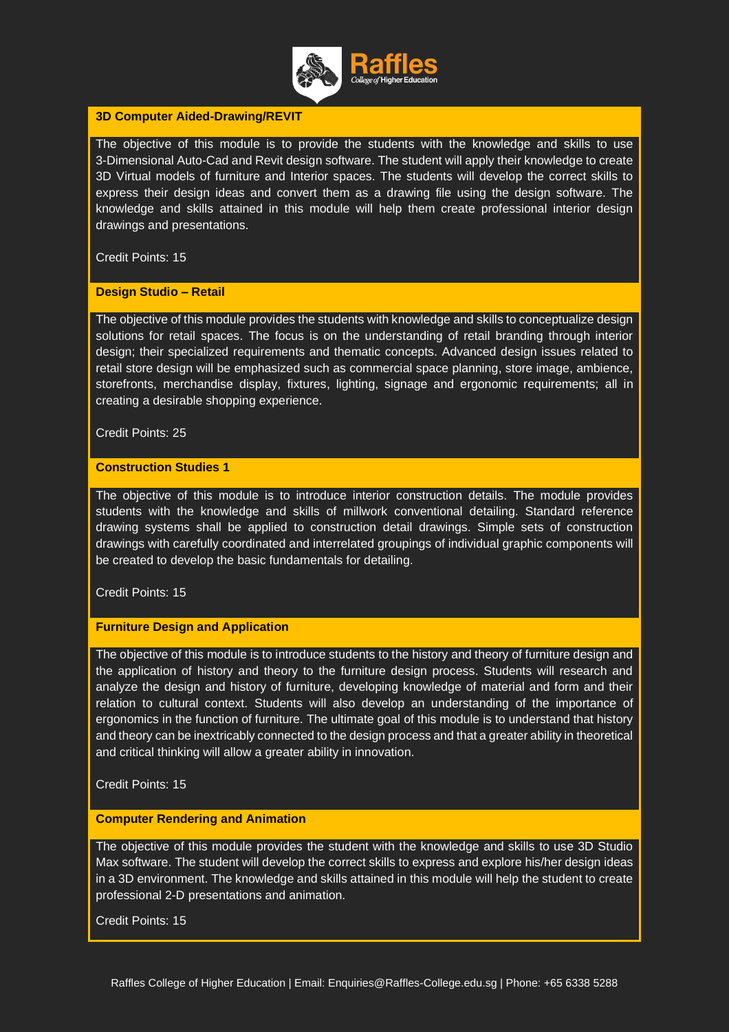### 3D Computer Aided-Drawing/REVIT

The objective of this module is to provide the students with the knowledge and skills to use 3-Dimensional Auto-Cad and Revit design software. The student will apply their knowledge to create 3D Virtual models of furniture and Interior spaces. The students will develop the correct skills to express their design ideas and convert them as a drawing file using the design software. The knowledge and skills attained in this module will help them create professional interior design drawings and presentations.

Credit Points: 15

### Design Studio – Retail

The objective of this module provides the students with knowledge and skills to conceptualize design solutions for retail spaces. The focus is on the understanding of retail branding through interior design; their specialized requirements and thematic concepts. Advanced design issues related to retail store design will be emphasized such as commercial space planning, store image, ambience, storefronts, merchandise display, fixtures, lighting, signage and ergonomic requirements; all in creating a desirable shopping experience.

Credit Points: 25

### Construction Studies 1

The objective of this module is to introduce interior construction details. The module provides students with the knowledge and skills of millwork conventional detailing. Standard reference drawing systems shall be applied to construction detail drawings. Simple sets of construction drawings with carefully coordinated and interrelated groupings of individual graphic components will be created to develop the basic fundamentals for detailing.

Credit Points: 15

### Furniture Design and Application

The objective of this module is to introduce students to the history and theory of furniture design and the application of history and theory to the furniture design process. Students will research and analyze the design and history of furniture, developing knowledge of material and form and their relation to cultural context. Students will also develop an understanding of the importance of ergonomics in the function of furniture. The ultimate goal of this module is to understand that history and theory can be inextricably connected to the design process and that a greater ability in theoretical and critical thinking will allow a greater ability in innovation.

Credit Points: 15

### Computer Rendering and Animation

The objective of this module provides the student with the knowledge and skills to use 3D Studio Max software. The student will develop the correct skills to express and explore his/her design ideas in a 3D environment. The knowledge and skills attained in this module will help the student to create professional 2-D presentations and animation.

Credit Points: 15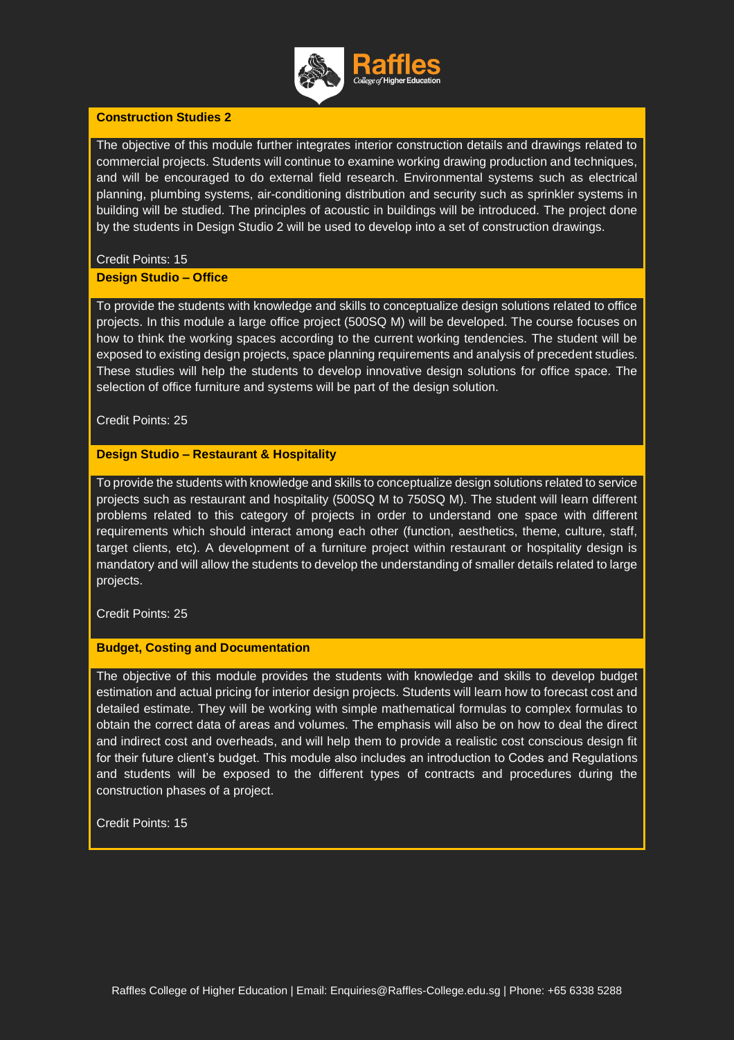### Construction Studies 2

The objective of this module further integrates interior construction details and drawings related to commercial projects. Students will continue to examine working drawing production and techniques, and will be encouraged to do external field research. Environmental systems such as electrical planning, plumbing systems, air-conditioning distribution and security such as sprinkler systems in building will be studied. The principles of acoustic in buildings will be introduced. The project done by the students in Design Studio 2 will be used to develop into a set of construction drawings.

Credit Points: 15

### Design Studio – Office

To provide the students with knowledge and skills to conceptualize design solutions related to office projects. In this module a large office project (500SQ M) will be developed. The course focuses on how to think the working spaces according to the current working tendencies. The student will be exposed to existing design projects, space planning requirements and analysis of precedent studies. These studies will help the students to develop innovative design solutions for office space. The selection of office furniture and systems will be part of the design solution.

Credit Points: 25

### Design Studio – Restaurant & Hospitality

To provide the students with knowledge and skills to conceptualize design solutions related to service projects such as restaurant and hospitality (500SQ M to 750SQ M). The student will learn different problems related to this category of projects in order to understand one space with different requirements which should interact among each other (function, aesthetics, theme, culture, staff, target clients, etc). A development of a furniture project within restaurant or hospitality design is mandatory and will allow the students to develop the understanding of smaller details related to large projects.

Credit Points: 25

### Budget, Costing and Documentation

The objective of this module provides the students with knowledge and skills to develop budget estimation and actual pricing for interior design projects. Students will learn how to forecast cost and detailed estimate. They will be working with simple mathematical formulas to complex formulas to obtain the correct data of areas and volumes. The emphasis will also be on how to deal the direct and indirect cost and overheads, and will help them to provide a realistic cost conscious design fit for their future client's budget. This module also includes an introduction to Codes and Regulations and students will be exposed to the different types of contracts and procedures during the construction phases of a project.

Credit Points: 15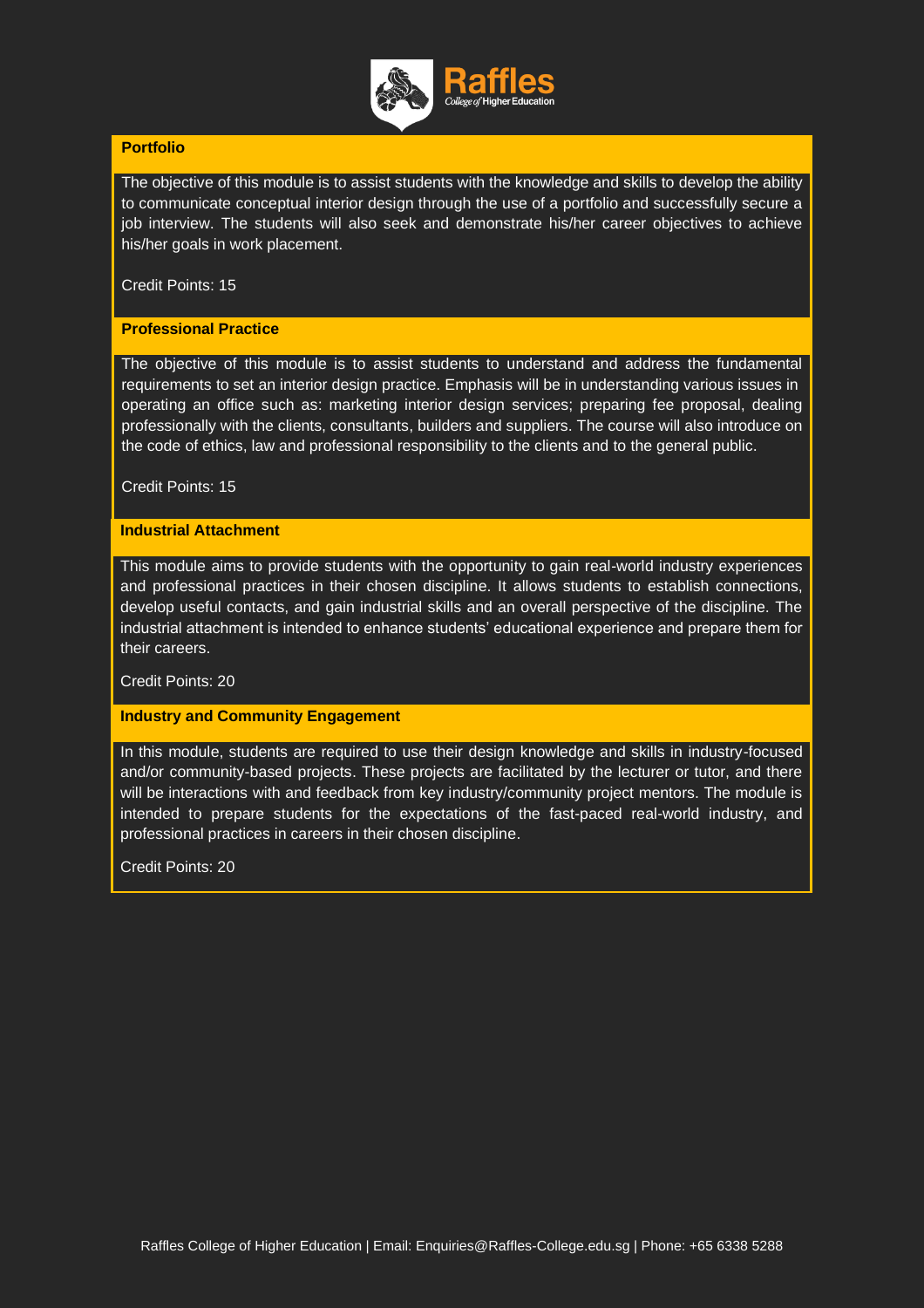## Portfolio

The objective of this module is to assist students with the knowledge and skills to develop the ability to communicate conceptual interior design through the use of a portfolio and successfully secure a job interview. The students will also seek and demonstrate his/her career objectives to achieve his/her goals in work placement.

Credit Points: 15

## Professional Practice

The objective of this module is to assist students to understand and address the fundamental requirements to set an interior design practice. Emphasis will be in understanding various issues in operating an office such as: marketing interior design services; preparing fee proposal, dealing professionally with the clients, consultants, builders and suppliers. The course will also introduce on the code of ethics, law and professional responsibility to the clients and to the general public.

Credit Points: 15

## Industrial Attachment

This module aims to provide students with the opportunity to gain real-world industry experiences and professional practices in their chosen discipline. It allows students to establish connections, develop useful contacts, and gain industrial skills and an overall perspective of the discipline. The industrial attachment is intended to enhance students' educational experience and prepare them for their careers.

Credit Points: 20

## Industry and Community Engagement

In this module, students are required to use their design knowledge and skills in industry-focused and/or community-based projects. These projects are facilitated by the lecturer or tutor, and there will be interactions with and feedback from key industry/community project mentors. The module is intended to prepare students for the expectations of the fast-paced real-world industry, and professional practices in careers in their chosen discipline.

Credit Points: 20